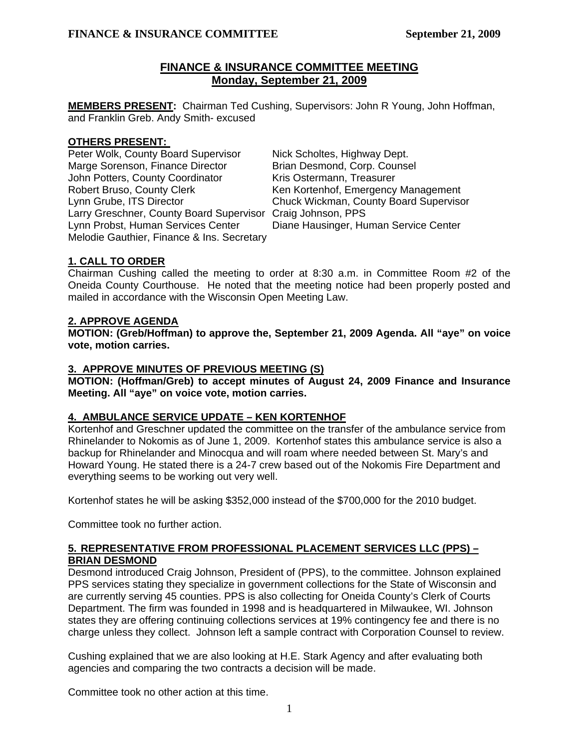# FINANCE & INSURANCE COMMITTEE MEETING
## Monday, September 21, 2009

**MEMBERS PRESENT:** Chairman Ted Cushing, Supervisors: John R Young, John Hoffman, and Franklin Greb. Andy Smith- excused

**OTHERS PRESENT:**

Peter Wolk, County Board Supervisor
Marge Sorenson, Finance Director
John Potters, County Coordinator
Robert Bruso, County Clerk
Lynn Grube, ITS Director
Larry Greschner, County Board Supervisor
Lynn Probst, Human Services Center
Melodie Gauthier, Finance & Ins. Secretary
Nick Scholtes, Highway Dept.
Brian Desmond, Corp. Counsel
Kris Ostermann, Treasurer
Ken Kortenhof, Emergency Management
Chuck Wickman, County Board Supervisor
Craig Johnson, PPS
Diane Hausinger, Human Service Center

### 1. CALL TO ORDER

Chairman Cushing called the meeting to order at 8:30 a.m. in Committee Room #2 of the Oneida County Courthouse. He noted that the meeting notice had been properly posted and mailed in accordance with the Wisconsin Open Meeting Law.

### 2. APPROVE AGENDA

**MOTION: (Greb/Hoffman) to approve the, September 21, 2009 Agenda. All "aye" on voice vote, motion carries.**

### 3. APPROVE MINUTES OF PREVIOUS MEETING (S)

**MOTION: (Hoffman/Greb) to accept minutes of August 24, 2009 Finance and Insurance Meeting. All "aye" on voice vote, motion carries.**

### 4. AMBULANCE SERVICE UPDATE – KEN KORTENHOF

Kortenhof and Greschner updated the committee on the transfer of the ambulance service from Rhinelander to Nokomis as of June 1, 2009. Kortenhof states this ambulance service is also a backup for Rhinelander and Minocqua and will roam where needed between St. Mary's and Howard Young. He stated there is a 24-7 crew based out of the Nokomis Fire Department and everything seems to be working out very well.

Kortenhof states he will be asking $352,000 instead of the $700,000 for the 2010 budget.

Committee took no further action.

### 5. REPRESENTATIVE FROM PROFESSIONAL PLACEMENT SERVICES LLC (PPS) – BRIAN DESMOND

Desmond introduced Craig Johnson, President of (PPS), to the committee. Johnson explained PPS services stating they specialize in government collections for the State of Wisconsin and are currently serving 45 counties. PPS is also collecting for Oneida County's Clerk of Courts Department. The firm was founded in 1998 and is headquartered in Milwaukee, WI. Johnson states they are offering continuing collections services at 19% contingency fee and there is no charge unless they collect. Johnson left a sample contract with Corporation Counsel to review.

Cushing explained that we are also looking at H.E. Stark Agency and after evaluating both agencies and comparing the two contracts a decision will be made.

Committee took no other action at this time.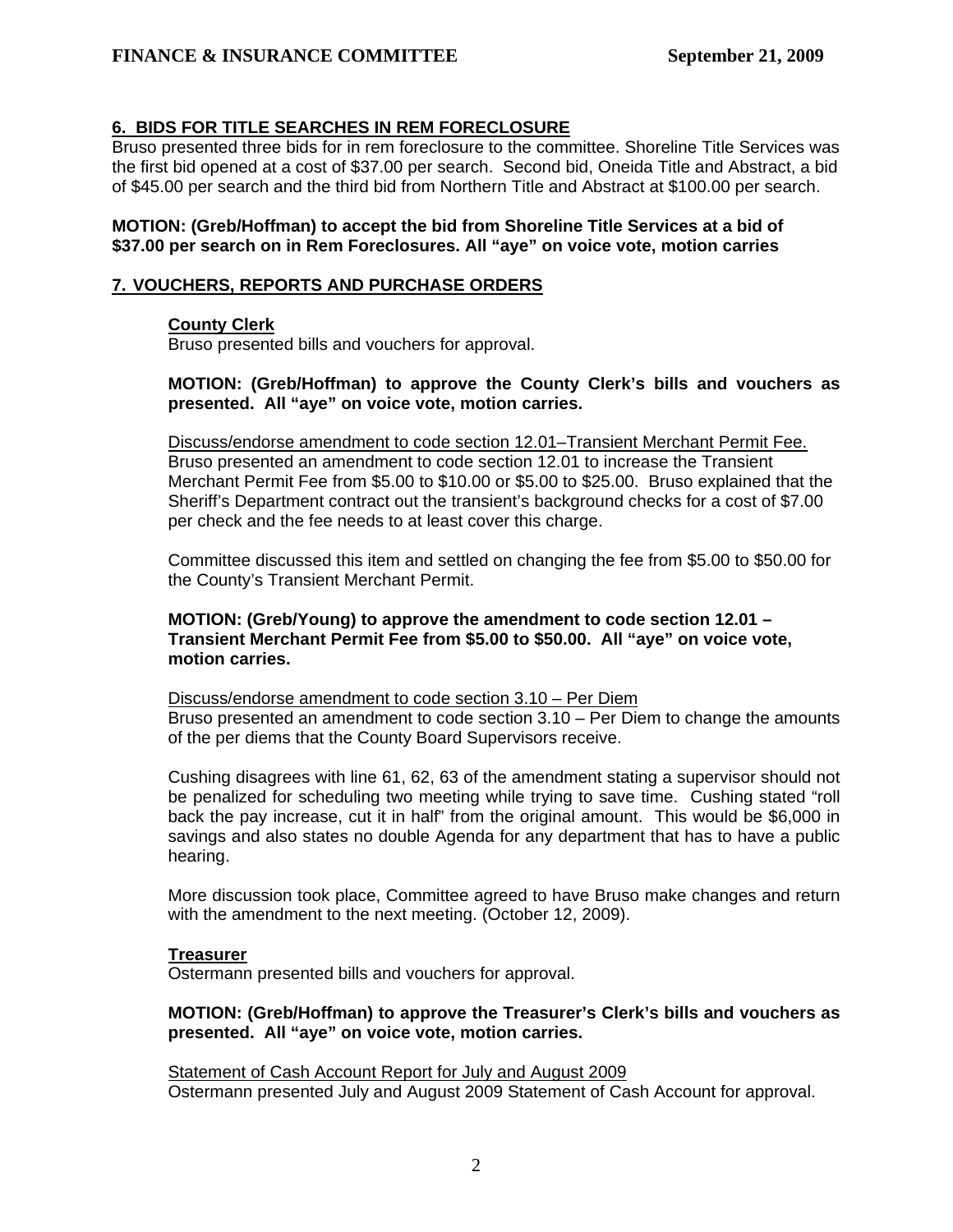## 6. BIDS FOR TITLE SEARCHES IN REM FORECLOSURE

Bruso presented three bids for in rem foreclosure to the committee. Shoreline Title Services was the first bid opened at a cost of $37.00 per search. Second bid, Oneida Title and Abstract, a bid of $45.00 per search and the third bid from Northern Title and Abstract at $100.00 per search.

**MOTION: (Greb/Hoffman) to accept the bid from Shoreline Title Services at a bid of $37.00 per search on in Rem Foreclosures. All "aye" on voice vote, motion carries**

## 7. VOUCHERS, REPORTS AND PURCHASE ORDERS

### County Clerk

Bruso presented bills and vouchers for approval.

**MOTION: (Greb/Hoffman) to approve the County Clerk's bills and vouchers as presented. All "aye" on voice vote, motion carries.**

Discuss/endorse amendment to code section 12.01–Transient Merchant Permit Fee.
Bruso presented an amendment to code section 12.01 to increase the Transient Merchant Permit Fee from $5.00 to $10.00 or $5.00 to $25.00. Bruso explained that the Sheriff's Department contract out the transient's background checks for a cost of $7.00 per check and the fee needs to at least cover this charge.

Committee discussed this item and settled on changing the fee from $5.00 to $50.00 for the County's Transient Merchant Permit.

**MOTION: (Greb/Young) to approve the amendment to code section 12.01 – Transient Merchant Permit Fee from $5.00 to $50.00. All "aye" on voice vote, motion carries.**

Discuss/endorse amendment to code section 3.10 – Per Diem
Bruso presented an amendment to code section 3.10 – Per Diem to change the amounts of the per diems that the County Board Supervisors receive.

Cushing disagrees with line 61, 62, 63 of the amendment stating a supervisor should not be penalized for scheduling two meeting while trying to save time. Cushing stated "roll back the pay increase, cut it in half" from the original amount. This would be $6,000 in savings and also states no double Agenda for any department that has to have a public hearing.

More discussion took place, Committee agreed to have Bruso make changes and return with the amendment to the next meeting. (October 12, 2009).

### Treasurer

Ostermann presented bills and vouchers for approval.

**MOTION: (Greb/Hoffman) to approve the Treasurer's Clerk's bills and vouchers as presented. All "aye" on voice vote, motion carries.**

Statement of Cash Account Report for July and August 2009
Ostermann presented July and August 2009 Statement of Cash Account for approval.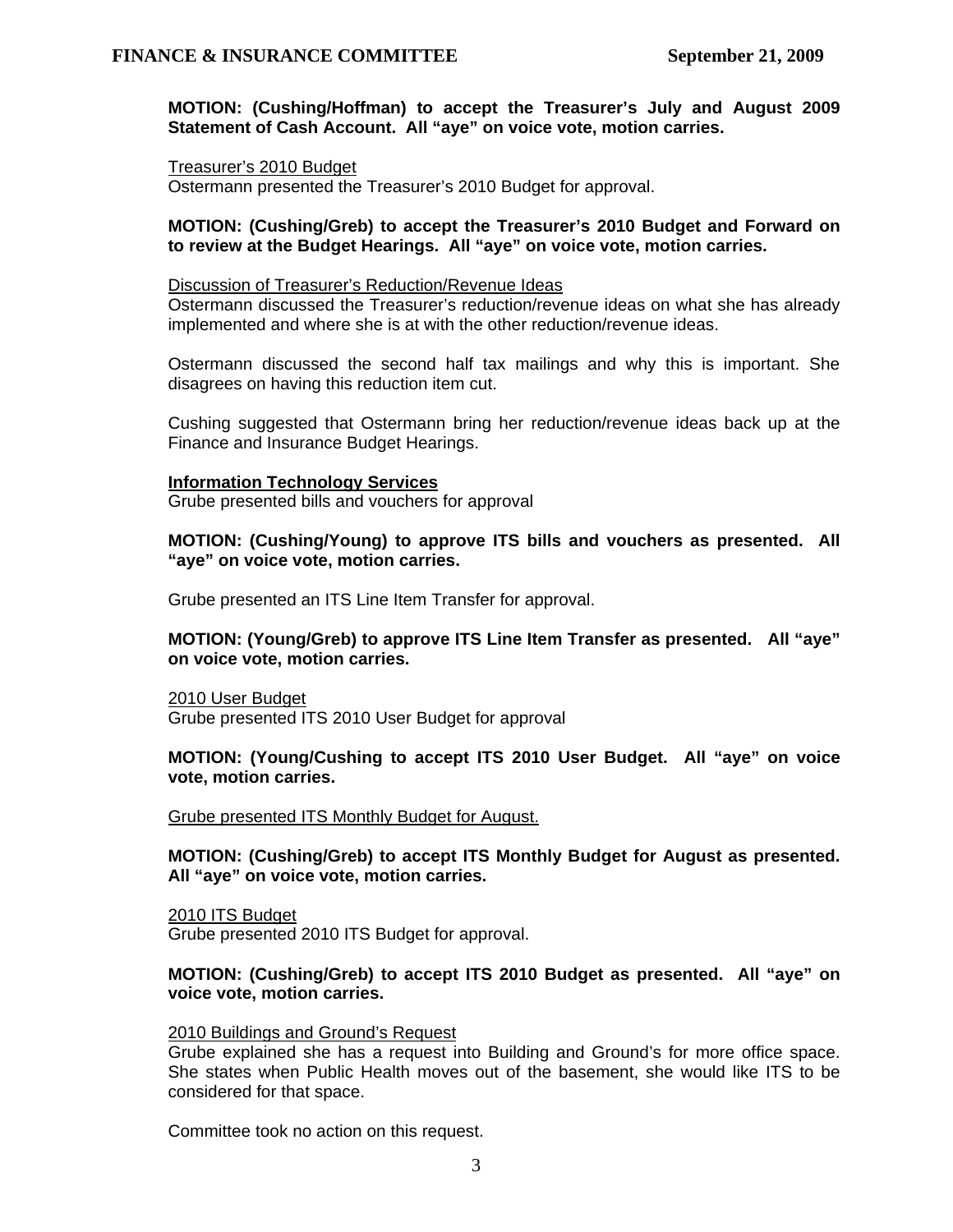**MOTION: (Cushing/Hoffman) to accept the Treasurer's July and August 2009 Statement of Cash Account. All "aye" on voice vote, motion carries.**

<u>Treasurer's 2010 Budget</u>
Ostermann presented the Treasurer's 2010 Budget for approval.

**MOTION: (Cushing/Greb) to accept the Treasurer's 2010 Budget and Forward on to review at the Budget Hearings. All "aye" on voice vote, motion carries.**

<u>Discussion of Treasurer's Reduction/Revenue Ideas</u>
Ostermann discussed the Treasurer's reduction/revenue ideas on what she has already implemented and where she is at with the other reduction/revenue ideas.

Ostermann discussed the second half tax mailings and why this is important. She disagrees on having this reduction item cut.

Cushing suggested that Ostermann bring her reduction/revenue ideas back up at the Finance and Insurance Budget Hearings.

**<u>Information Technology Services</u>**
Grube presented bills and vouchers for approval

**MOTION: (Cushing/Young) to approve ITS bills and vouchers as presented. All "aye" on voice vote, motion carries.**

Grube presented an ITS Line Item Transfer for approval.

**MOTION: (Young/Greb) to approve ITS Line Item Transfer as presented. All "aye" on voice vote, motion carries.**

<u>2010 User Budget</u>
Grube presented ITS 2010 User Budget for approval

**MOTION: (Young/Cushing to accept ITS 2010 User Budget. All "aye" on voice vote, motion carries.**

<u>Grube presented ITS Monthly Budget for August.</u>

**MOTION: (Cushing/Greb) to accept ITS Monthly Budget for August as presented. All "aye" on voice vote, motion carries.**

<u>2010 ITS Budget</u>
Grube presented 2010 ITS Budget for approval.

**MOTION: (Cushing/Greb) to accept ITS 2010 Budget as presented. All "aye" on voice vote, motion carries.**

<u>2010 Buildings and Ground's Request</u>
Grube explained she has a request into Building and Ground's for more office space. She states when Public Health moves out of the basement, she would like ITS to be considered for that space.

Committee took no action on this request.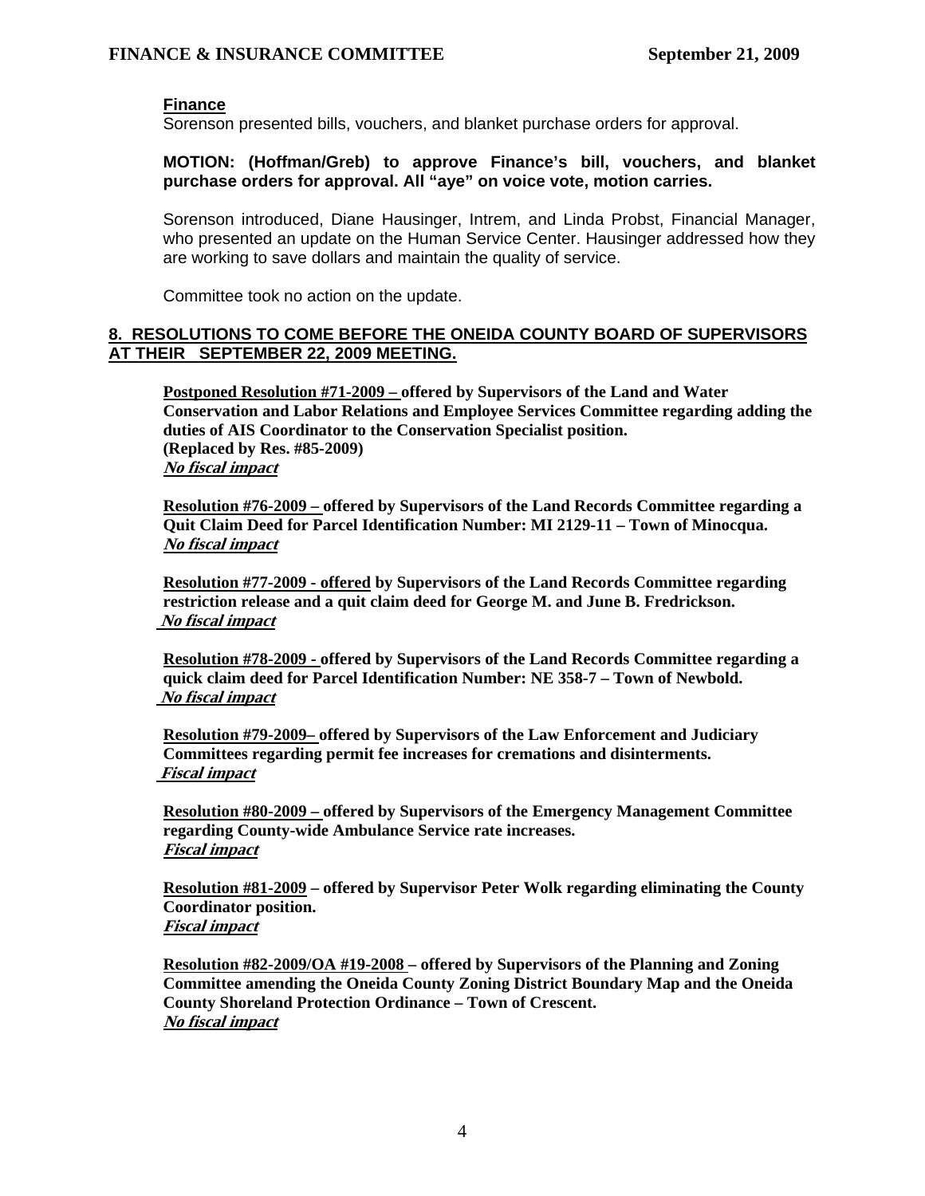**Finance**

Sorenson presented bills, vouchers, and blanket purchase orders for approval.

**MOTION: (Hoffman/Greb) to approve Finance's bill, vouchers, and blanket purchase orders for approval. All "aye" on voice vote, motion carries.**

Sorenson introduced, Diane Hausinger, Intrem, and Linda Probst, Financial Manager, who presented an update on the Human Service Center. Hausinger addressed how they are working to save dollars and maintain the quality of service.

Committee took no action on the update.

## 8. RESOLUTIONS TO COME BEFORE THE ONEIDA COUNTY BOARD OF SUPERVISORS AT THEIR SEPTEMBER 22, 2009 MEETING.

**Postponed Resolution #71-2009 – offered by Supervisors of the Land and Water Conservation and Labor Relations and Employee Services Committee regarding adding the duties of AIS Coordinator to the Conservation Specialist position. (Replaced by Res. #85-2009)**
***No fiscal impact***

**Resolution #76-2009 – offered by Supervisors of the Land Records Committee regarding a Quit Claim Deed for Parcel Identification Number: MI 2129-11 – Town of Minocqua.**
***No fiscal impact***

**Resolution #77-2009 - offered by Supervisors of the Land Records Committee regarding restriction release and a quit claim deed for George M. and June B. Fredrickson.**
***No fiscal impact***

**Resolution #78-2009 - offered by Supervisors of the Land Records Committee regarding a quick claim deed for Parcel Identification Number: NE 358-7 – Town of Newbold.**
***No fiscal impact***

**Resolution #79-2009– offered by Supervisors of the Law Enforcement and Judiciary Committees regarding permit fee increases for cremations and disinterments.**
***Fiscal impact***

**Resolution #80-2009 – offered by Supervisors of the Emergency Management Committee regarding County-wide Ambulance Service rate increases.**
***Fiscal impact***

**Resolution #81-2009 – offered by Supervisor Peter Wolk regarding eliminating the County Coordinator position.**
***Fiscal impact***

**Resolution #82-2009/OA #19-2008 – offered by Supervisors of the Planning and Zoning Committee amending the Oneida County Zoning District Boundary Map and the Oneida County Shoreland Protection Ordinance – Town of Crescent.**
***No fiscal impact***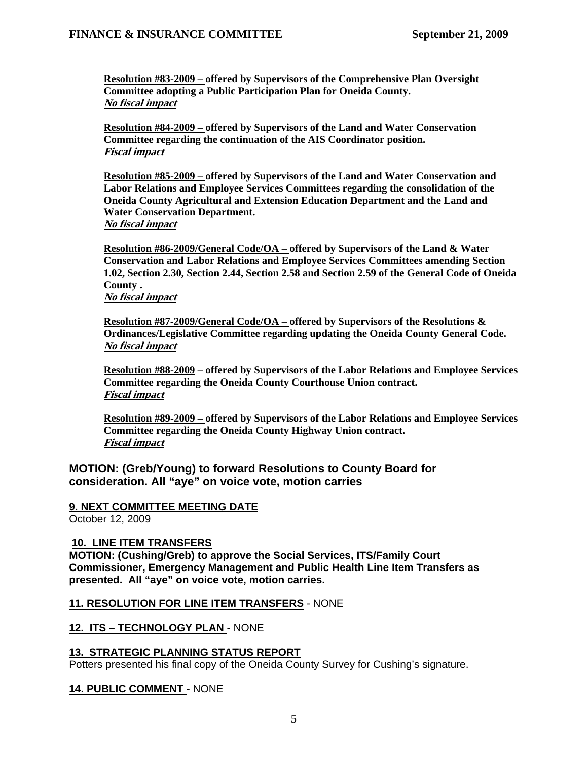**Resolution #83-2009 – offered by Supervisors of the Comprehensive Plan Oversight Committee adopting a Public Participation Plan for Oneida County.**
***No fiscal impact***

**Resolution #84-2009 – offered by Supervisors of the Land and Water Conservation Committee regarding the continuation of the AIS Coordinator position.**
***Fiscal impact***

**Resolution #85-2009 – offered by Supervisors of the Land and Water Conservation and Labor Relations and Employee Services Committees regarding the consolidation of the Oneida County Agricultural and Extension Education Department and the Land and Water Conservation Department.**
***No fiscal impact***

**Resolution #86-2009/General Code/OA – offered by Supervisors of the Land & Water Conservation and Labor Relations and Employee Services Committees amending Section 1.02, Section 2.30, Section 2.44, Section 2.58 and Section 2.59 of the General Code of Oneida County .**
***No fiscal impact***

**Resolution #87-2009/General Code/OA – offered by Supervisors of the Resolutions & Ordinances/Legislative Committee regarding updating the Oneida County General Code.**
***No fiscal impact***

**Resolution #88-2009 – offered by Supervisors of the Labor Relations and Employee Services Committee regarding the Oneida County Courthouse Union contract.**
***Fiscal impact***

**Resolution #89-2009 – offered by Supervisors of the Labor Relations and Employee Services Committee regarding the Oneida County Highway Union contract.**
***Fiscal impact***

**MOTION: (Greb/Young) to forward Resolutions to County Board for consideration. All "aye" on voice vote, motion carries**

**9. NEXT COMMITTEE MEETING DATE**

October 12, 2009

**10. LINE ITEM TRANSFERS**

**MOTION: (Cushing/Greb) to approve the Social Services, ITS/Family Court Commissioner, Emergency Management and Public Health Line Item Transfers as presented. All "aye" on voice vote, motion carries.**

**11. RESOLUTION FOR LINE ITEM TRANSFERS** - NONE

**12. ITS – TECHNOLOGY PLAN** - NONE

**13. STRATEGIC PLANNING STATUS REPORT**

Potters presented his final copy of the Oneida County Survey for Cushing's signature.

**14. PUBLIC COMMENT** - NONE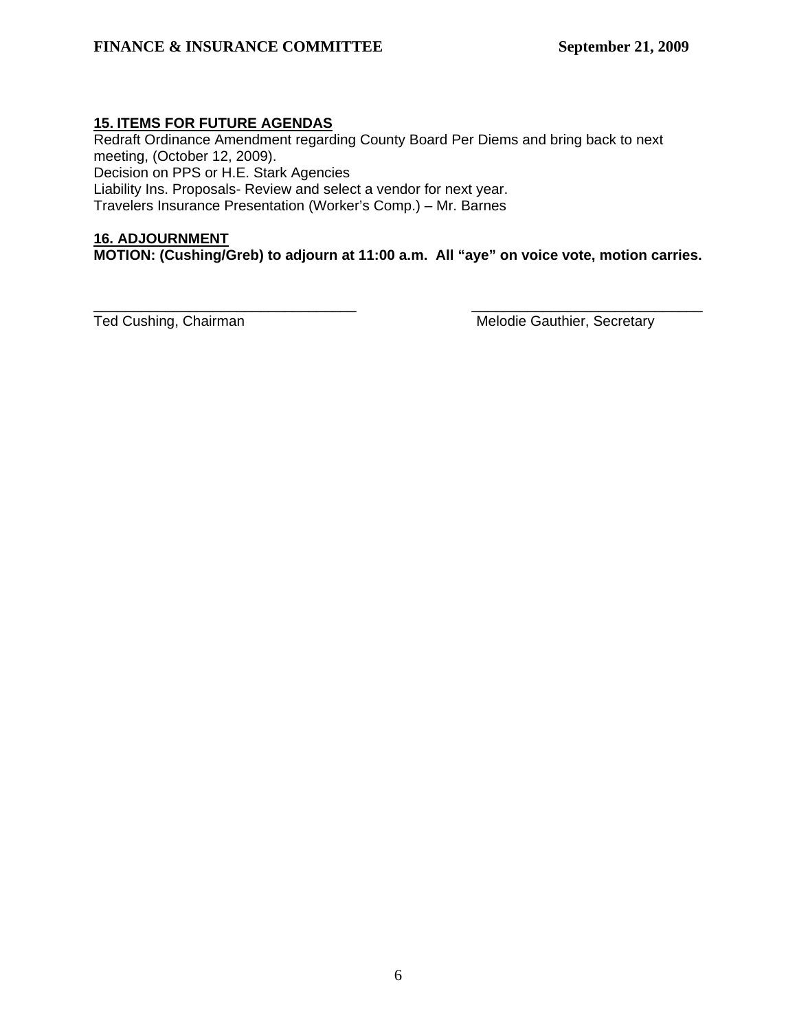**15. ITEMS FOR FUTURE AGENDAS**

Redraft Ordinance Amendment regarding County Board Per Diems and bring back to next meeting, (October 12, 2009).
Decision on PPS or H.E. Stark Agencies
Liability Ins. Proposals- Review and select a vendor for next year.
Travelers Insurance Presentation (Worker's Comp.) – Mr. Barnes

**16. ADJOURNMENT**

**MOTION: (Cushing/Greb) to adjourn at 11:00 a.m. All "aye" on voice vote, motion carries.**

\_\_\_\_\_\_\_\_\_\_\_\_\_\_\_\_\_\_\_\_\_\_\_\_\_\_\_\_\_\_\_\_\_\_
Ted Cushing, Chairman

\_\_\_\_\_\_\_\_\_\_\_\_\_\_\_\_\_\_\_\_\_\_\_\_\_\_\_\_\_\_\_\_\_\_
Melodie Gauthier, Secretary